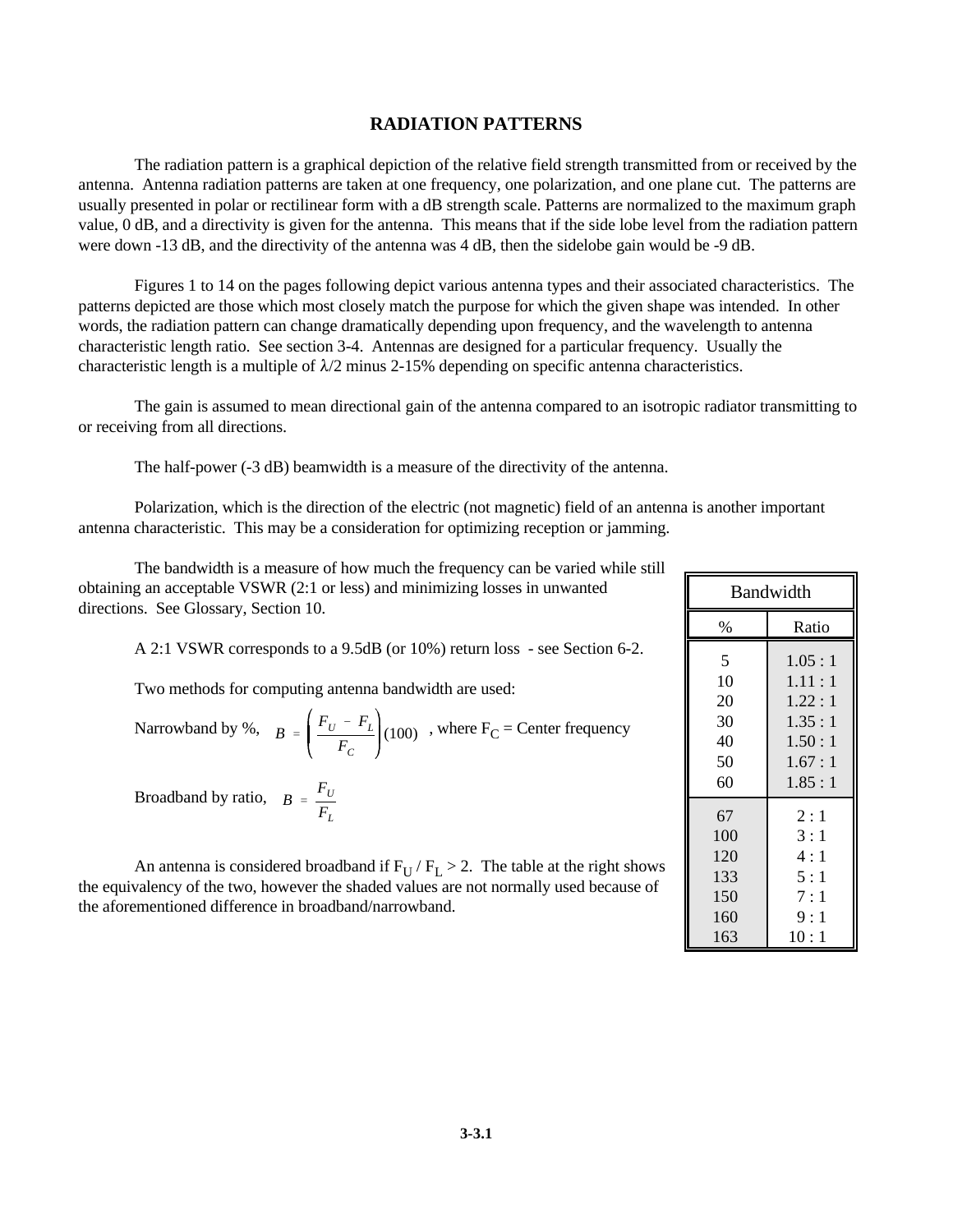# RADIATION PATTERNS

The radiation pattern is a graphical depiction of the relative field strength transmitted from or received by the antenna. Antenna radiation patterns are taken at one frequency, one polarization, and one plane cut. The patterns are usually presented in polar or rectilinear form with a dB strength scale. Patterns are normalized to the maximum graph value, 0 dB, and a directivity is given for the antenna. This means that if the side lobe level from the radiation pattern were down -13 dB, and the directivity of the antenna was 4 dB, then the sidelobe gain would be -9 dB.

Figures 1 to 14 on the pages following depict various antenna types and their associated characteristics. The patterns depicted are those which most closely match the purpose for which the given shape was intended. In other words, the radiation pattern can change dramatically depending upon frequency, and the wavelength to antenna characteristic length ratio. See section 3-4. Antennas are designed for a particular frequency. Usually the characteristic length is a multiple of $\lambda/2$ minus 2-15% depending on specific antenna characteristics.

The gain is assumed to mean directional gain of the antenna compared to an isotropic radiator transmitting to or receiving from all directions.

The half-power (-3 dB) beamwidth is a measure of the directivity of the antenna.

Polarization, which is the direction of the electric (not magnetic) field of an antenna is another important antenna characteristic. This may be a consideration for optimizing reception or jamming.

The bandwidth is a measure of how much the frequency can be varied while still obtaining an acceptable VSWR (2:1 or less) and minimizing losses in unwanted directions. See Glossary, Section 10.

A 2:1 VSWR corresponds to a 9.5dB (or 10%) return loss - see Section 6-2.

Two methods for computing antenna bandwidth are used:

Narrowband by %, $B = \left(\frac{F_U - F_L}{F_C}\right)(100)$ , where $F_C$ = Center frequency

Broadband by ratio, $B = \frac{F_U}{F_L}$

An antenna is considered broadband if $F_U / F_L > 2$. The table at the right shows the equivalency of the two, however the shaded values are not normally used because of the aforementioned difference in broadband/narrowband.

| Bandwidth | |
|---|---|
| % | Ratio |
| 5 | 1.05 : 1 |
| 10 | 1.11 : 1 |
| 20 | 1.22 : 1 |
| 30 | 1.35 : 1 |
| 40 | 1.50 : 1 |
| 50 | 1.67 : 1 |
| 60 | 1.85 : 1 |
| 67 | 2 : 1 |
| 100 | 3 : 1 |
| 120 | 4 : 1 |
| 133 | 5 : 1 |
| 150 | 7 : 1 |
| 160 | 9 : 1 |
| 163 | 10 : 1 |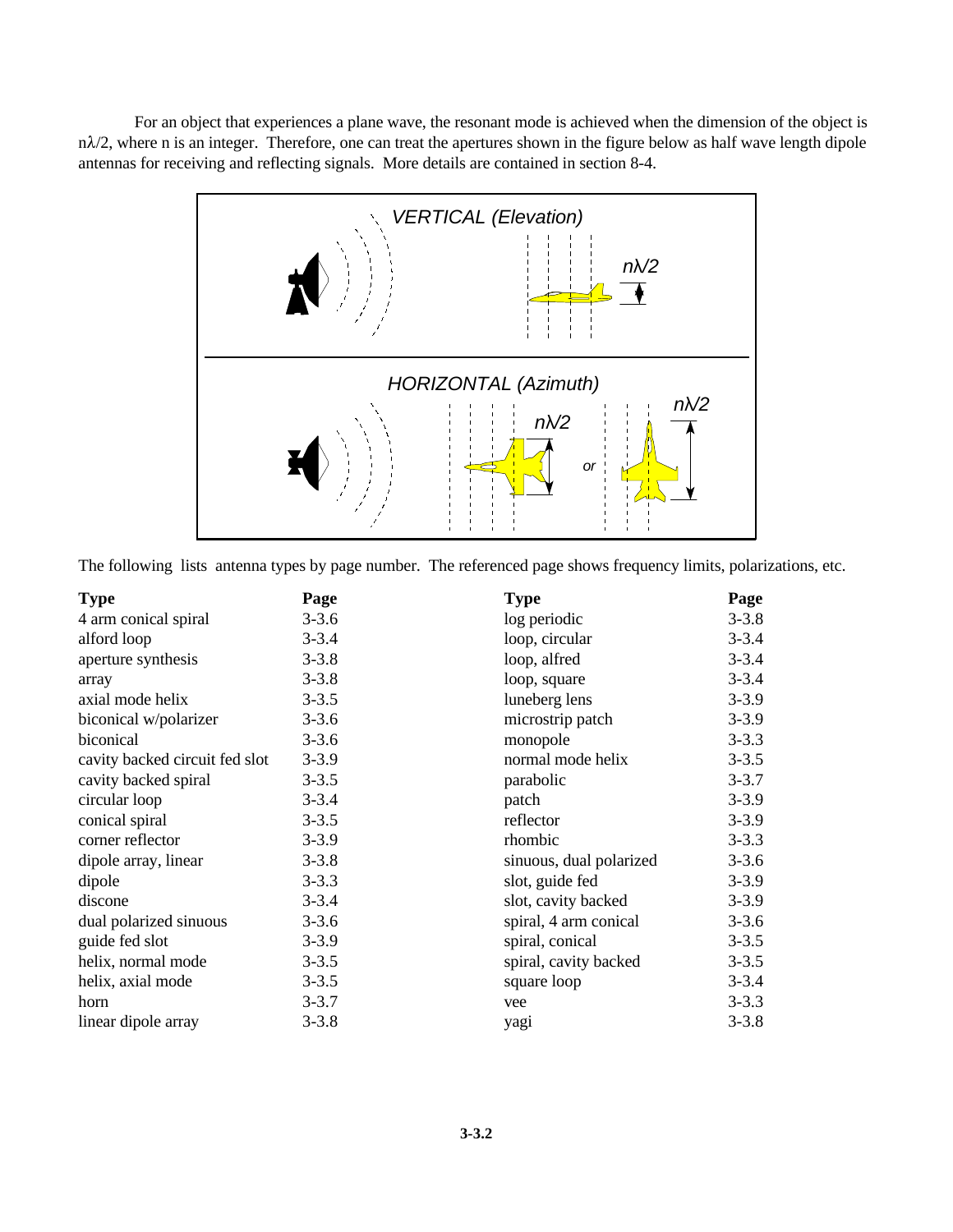For an object that experiences a plane wave, the resonant mode is achieved when the dimension of the object is $n\lambda/2$, where n is an integer. Therefore, one can treat the apertures shown in the figure below as half wave length dipole antennas for receiving and reflecting signals. More details are contained in section 8-4.

The following lists antenna types by page number. The referenced page shows frequency limits, polarizations, etc.

| Type | Page | Type | Page |
|---|---|---|---|
| 4 arm conical spiral | 3-3.6 | log periodic | 3-3.8 |
| alford loop | 3-3.4 | loop, circular | 3-3.4 |
| aperture synthesis | 3-3.8 | loop, alfred | 3-3.4 |
| array | 3-3.8 | loop, square | 3-3.4 |
| axial mode helix | 3-3.5 | luneberg lens | 3-3.9 |
| biconical w/polarizer | 3-3.6 | microstrip patch | 3-3.9 |
| biconical | 3-3.6 | monopole | 3-3.3 |
| cavity backed circuit fed slot | 3-3.9 | normal mode helix | 3-3.5 |
| cavity backed spiral | 3-3.5 | parabolic | 3-3.7 |
| circular loop | 3-3.4 | patch | 3-3.9 |
| conical spiral | 3-3.5 | reflector | 3-3.9 |
| corner reflector | 3-3.9 | rhombic | 3-3.3 |
| dipole array, linear | 3-3.8 | sinuous, dual polarized | 3-3.6 |
| dipole | 3-3.3 | slot, guide fed | 3-3.9 |
| discone | 3-3.4 | slot, cavity backed | 3-3.9 |
| dual polarized sinuous | 3-3.6 | spiral, 4 arm conical | 3-3.6 |
| guide fed slot | 3-3.9 | spiral, conical | 3-3.5 |
| helix, normal mode | 3-3.5 | spiral, cavity backed | 3-3.5 |
| helix, axial mode | 3-3.5 | square loop | 3-3.4 |
| horn | 3-3.7 | vee | 3-3.3 |
| linear dipole array | 3-3.8 | yagi | 3-3.8 |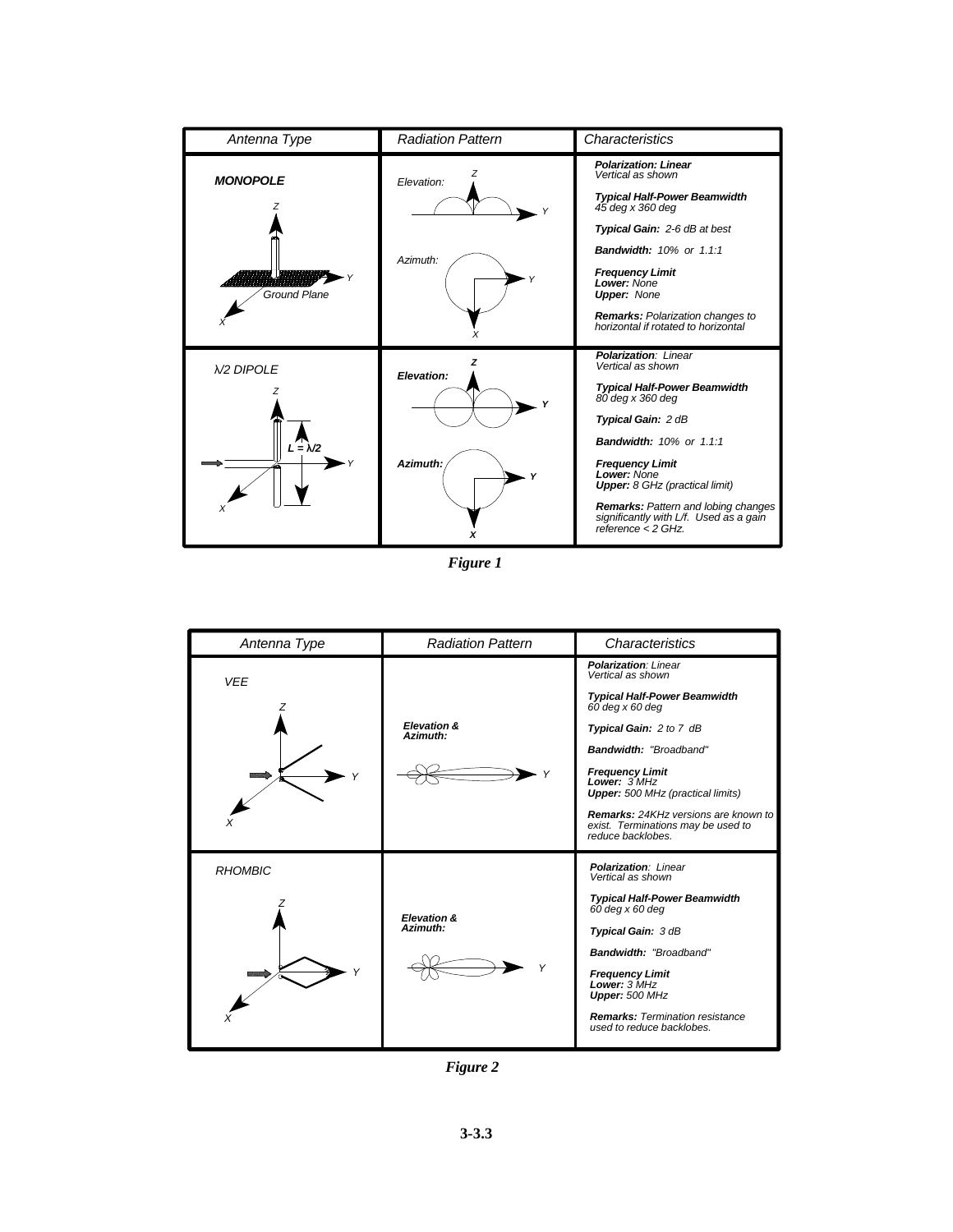| Antenna Type | Radiation Pattern | Characteristics |
|---|---|---|
| **MONOPOLE** (Z, Y, X, Ground Plane) | Elevation: (Z, Y); Azimuth: (Y, X) | **Polarization: Linear** Vertical as shown<br>**Typical Half-Power Beamwidth** 45 deg x 360 deg<br>**Typical Gain:** 2-6 dB at best<br>**Bandwidth:** 10% or 1.1:1<br>**Frequency Limit** **Lower:** None **Upper:** None<br>**Remarks:** Polarization changes to horizontal if rotated to horizontal |
| λ/2 DIPOLE (Z, $L = \lambda/2$, Y, X) | **Elevation:** (Z, Y); **Azimuth:** (Y, X) | **Polarization**: Linear Vertical as shown<br>**Typical Half-Power Beamwidth** 80 deg x 360 deg<br>**Typical Gain:** 2 dB<br>**Bandwidth:** 10% or 1.1:1<br>**Frequency Limit** **Lower:** None **Upper:** 8 GHz (practical limit)<br>**Remarks:** Pattern and lobing changes significantly with L/f. Used as a gain reference < 2 GHz. |

*Figure 1*

| Antenna Type | Radiation Pattern | Characteristics |
|---|---|---|
| VEE (Z, Y, X) | **Elevation & Azimuth:** (Y) | **Polarization**: Linear Vertical as shown<br>**Typical Half-Power Beamwidth** 60 deg x 60 deg<br>**Typical Gain:** 2 to 7 dB<br>**Bandwidth:** "Broadband"<br>**Frequency Limit** **Lower:** 3 MHz **Upper:** 500 MHz (practical limits)<br>**Remarks:** 24KHz versions are known to exist. Terminations may be used to reduce backlobes. |
| RHOMBIC (Z, Y, X) | **Elevation & Azimuth:** (Y) | **Polarization**: Linear Vertical as shown<br>**Typical Half-Power Beamwidth** 60 deg x 60 deg<br>**Typical Gain:** 3 dB<br>**Bandwidth:** "Broadband"<br>**Frequency Limit** **Lower:** 3 MHz **Upper:** 500 MHz<br>**Remarks:** Termination resistance used to reduce backlobes. |

*Figure 2*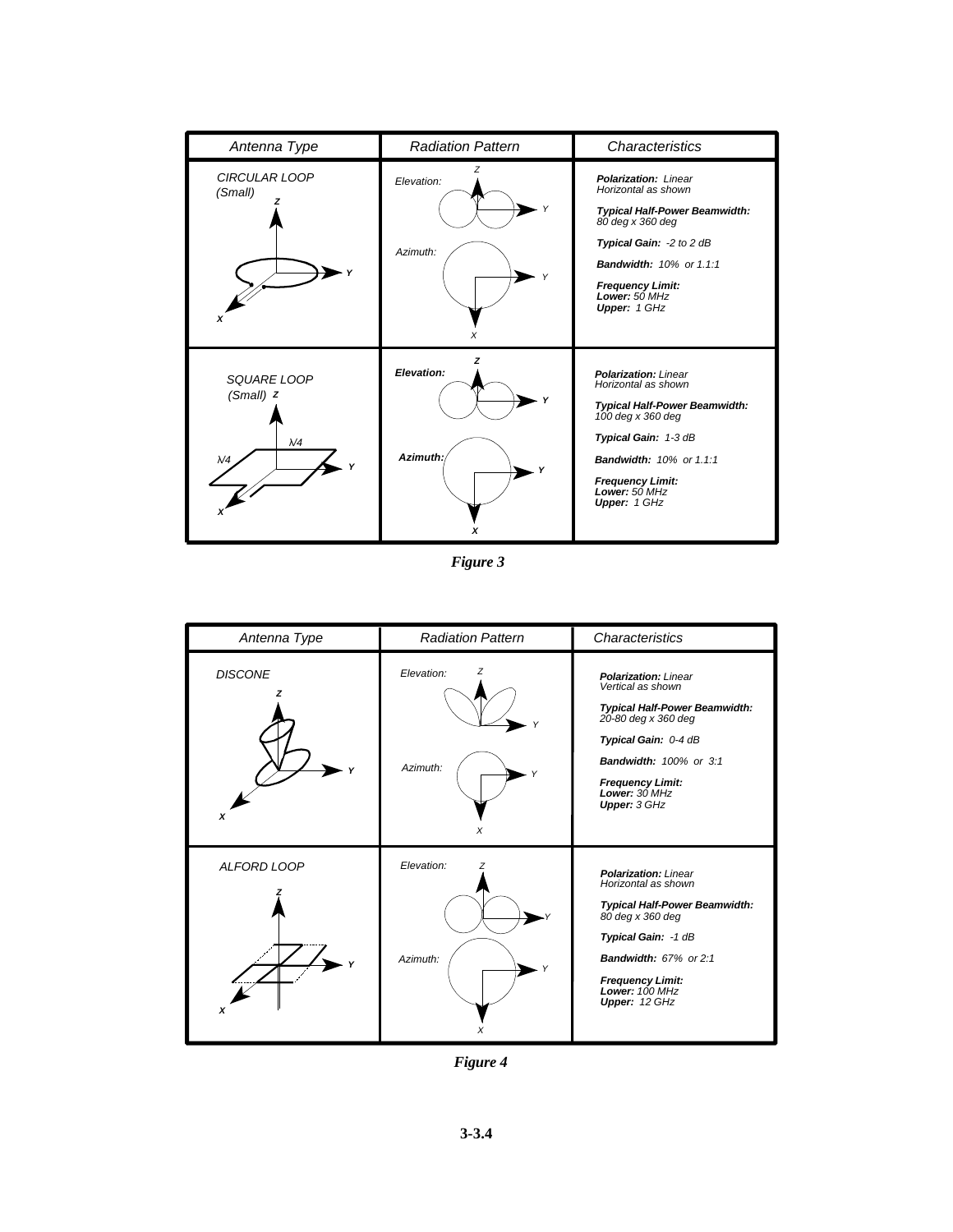| Antenna Type | Radiation Pattern | Characteristics |
|---|---|---|
| CIRCULAR LOOP (Small) | Elevation: / Azimuth: | **Polarization:** Linear Horizontal as shown<br>**Typical Half-Power Beamwidth:** 80 deg x 360 deg<br>**Typical Gain:** -2 to 2 dB<br>**Bandwidth:** 10% or 1.1:1<br>**Frequency Limit:**<br>**Lower:** 50 MHz<br>**Upper:** 1 GHz |
| SQUARE LOOP (Small) | Elevation: / Azimuth: | **Polarization:** Linear Horizontal as shown<br>**Typical Half-Power Beamwidth:** 100 deg x 360 deg<br>**Typical Gain:** 1-3 dB<br>**Bandwidth:** 10% or 1.1:1<br>**Frequency Limit:**<br>**Lower:** 50 MHz<br>**Upper:** 1 GHz |

*Figure 3*

| Antenna Type | Radiation Pattern | Characteristics |
|---|---|---|
| DISCONE | Elevation: / Azimuth: | **Polarization:** Linear Vertical as shown<br>**Typical Half-Power Beamwidth:** 20-80 deg x 360 deg<br>**Typical Gain:** 0-4 dB<br>**Bandwidth:** 100% or 3:1<br>**Frequency Limit:**<br>**Lower:** 30 MHz<br>**Upper:** 3 GHz |
| ALFORD LOOP | Elevation: / Azimuth: | **Polarization:** Linear Horizontal as shown<br>**Typical Half-Power Beamwidth:** 80 deg x 360 deg<br>**Typical Gain:** -1 dB<br>**Bandwidth:** 67% or 2:1<br>**Frequency Limit:**<br>**Lower:** 100 MHz<br>**Upper:** 12 GHz |

*Figure 4*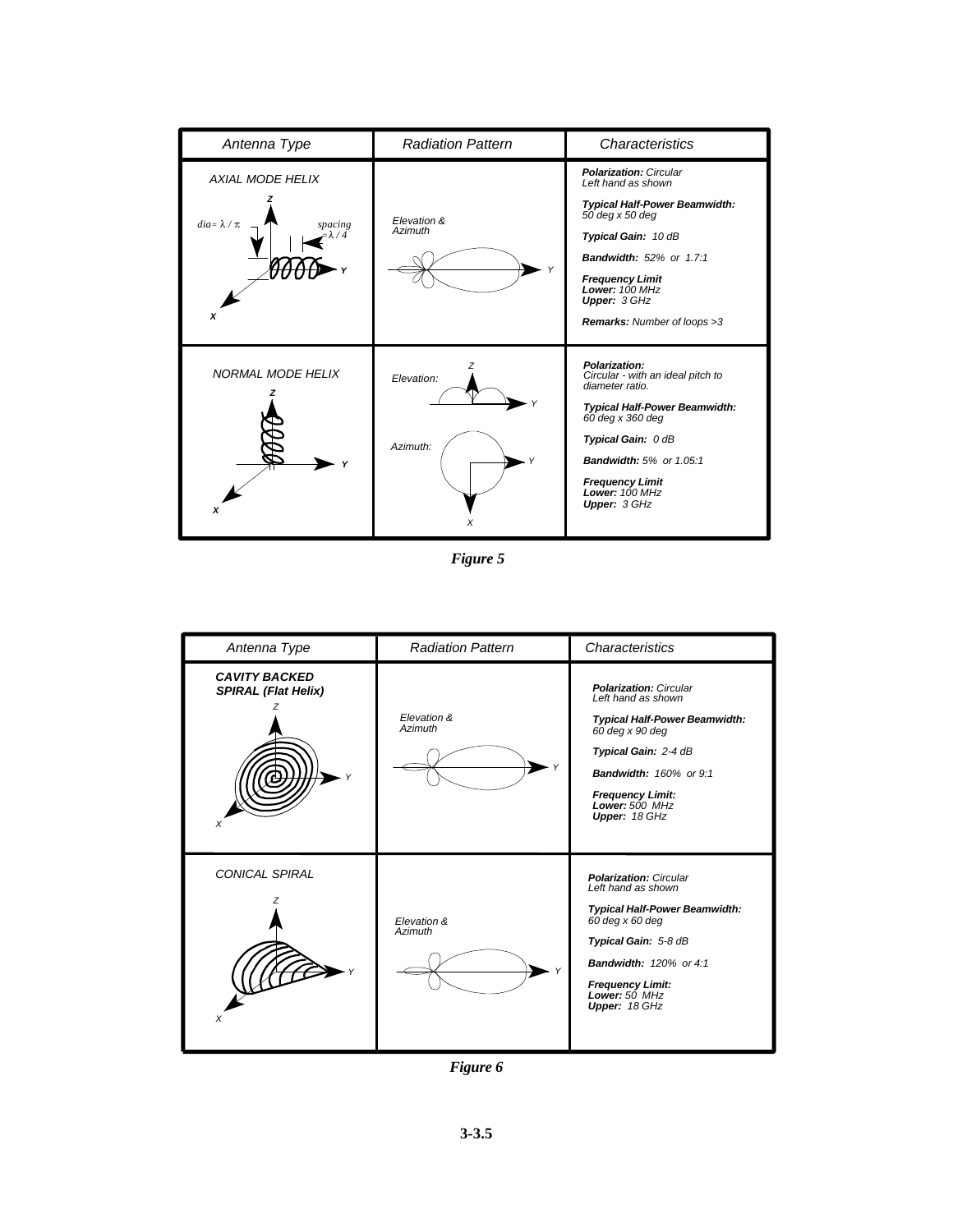| Antenna Type | Radiation Pattern | Characteristics |
|---|---|---|
| AXIAL MODE HELIX (dia ≈ λ / π, spacing ≈ λ / 4) | Elevation & Azimuth | **Polarization:** Circular Left hand as shown<br>**Typical Half-Power Beamwidth:** 50 deg x 50 deg<br>**Typical Gain:** 10 dB<br>**Bandwidth:** 52% or 1.7:1<br>**Frequency Limit Lower:** 100 MHz **Upper:** 3 GHz<br>**Remarks:** Number of loops >3 |
| NORMAL MODE HELIX | Elevation: / Azimuth: | **Polarization:** Circular - with an ideal pitch to diameter ratio.<br>**Typical Half-Power Beamwidth:** 60 deg x 360 deg<br>**Typical Gain:** 0 dB<br>**Bandwidth:** 5% or 1.05:1<br>**Frequency Limit Lower:** 100 MHz **Upper:** 3 GHz |

*Figure 5*

| Antenna Type | Radiation Pattern | Characteristics |
|---|---|---|
| **CAVITY BACKED SPIRAL (Flat Helix)** | Elevation & Azimuth | **Polarization:** Circular Left hand as shown<br>**Typical Half-Power Beamwidth:** 60 deg x 90 deg<br>**Typical Gain:** 2-4 dB<br>**Bandwidth:** 160% or 9:1<br>**Frequency Limit: Lower:** 500 MHz **Upper:** 18 GHz |
| CONICAL SPIRAL | Elevation & Azimuth | **Polarization:** Circular Left hand as shown<br>**Typical Half-Power Beamwidth:** 60 deg x 60 deg<br>**Typical Gain:** 5-8 dB<br>**Bandwidth:** 120% or 4:1<br>**Frequency Limit: Lower:** 50 MHz **Upper:** 18 GHz |

*Figure 6*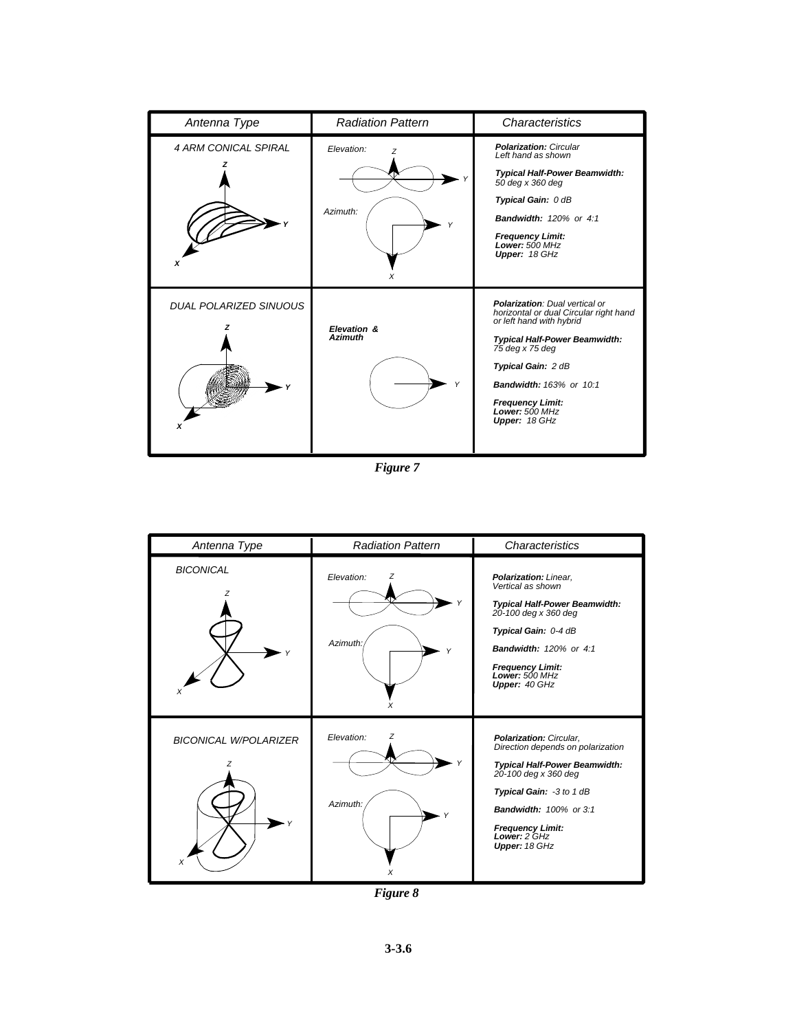| Antenna Type | Radiation Pattern | Characteristics |
|---|---|---|
| 4 ARM CONICAL SPIRAL | Elevation: / Azimuth: | **Polarization:** Circular Left hand as shown<br>**Typical Half-Power Beamwidth:** 50 deg x 360 deg<br>**Typical Gain:** 0 dB<br>**Bandwidth:** 120% or 4:1<br>**Frequency Limit:**<br>**Lower:** 500 MHz<br>**Upper:** 18 GHz |
| DUAL POLARIZED SINUOUS | Elevation & Azimuth | **Polarization**: Dual vertical or horizontal or dual Circular right hand or left hand with hybrid<br>**Typical Half-Power Beamwidth:** 75 deg x 75 deg<br>**Typical Gain:** 2 dB<br>**Bandwidth:** 163% or 10:1<br>**Frequency Limit:**<br>**Lower:** 500 MHz<br>**Upper:** 18 GHz |

***Figure 7***

| Antenna Type | Radiation Pattern | Characteristics |
|---|---|---|
| BICONICAL | Elevation: / Azimuth: | **Polarization:** Linear, Vertical as shown<br>**Typical Half-Power Beamwidth:** 20-100 deg x 360 deg<br>**Typical Gain:** 0-4 dB<br>**Bandwidth:** 120% or 4:1<br>**Frequency Limit:**<br>**Lower:** 500 MHz<br>**Upper:** 40 GHz |
| BICONICAL W/POLARIZER | Elevation: / Azimuth: | **Polarization:** Circular, Direction depends on polarization<br>**Typical Half-Power Beamwidth:** 20-100 deg x 360 deg<br>**Typical Gain:** -3 to 1 dB<br>**Bandwidth:** 100% or 3:1<br>**Frequency Limit:**<br>**Lower:** 2 GHz<br>**Upper:** 18 GHz |

***Figure 8***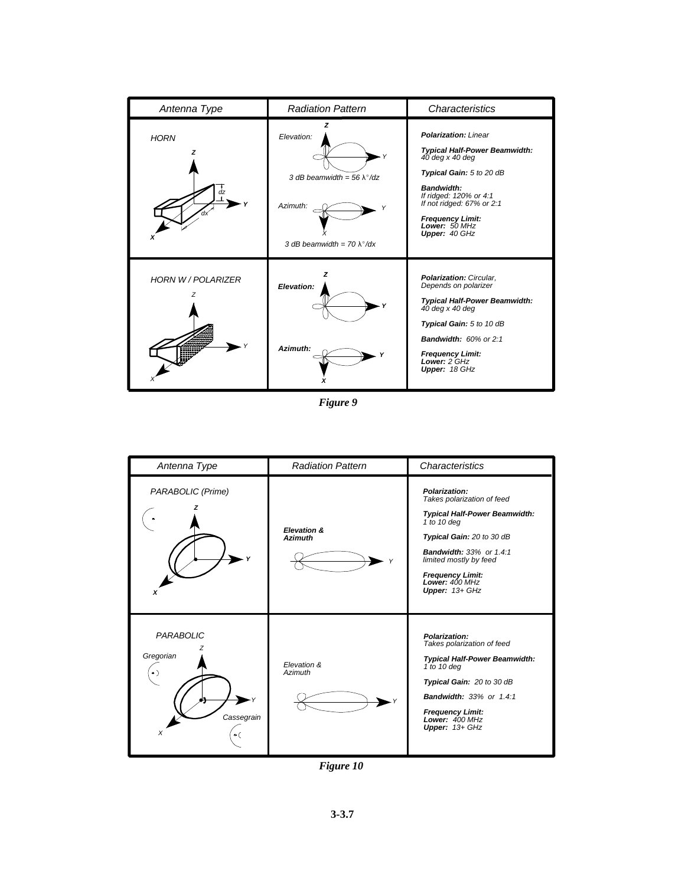| Antenna Type | Radiation Pattern | Characteristics |
|---|---|---|
| HORN | Elevation: 3 dB beamwidth = 56 λ°/dz<br>Azimuth: 3 dB beamwidth = 70 λ°/dx | **Polarization:** Linear<br>**Typical Half-Power Beamwidth:** 40 deg x 40 deg<br>**Typical Gain:** 5 to 20 dB<br>**Bandwidth:** If ridged: 120% or 4:1; If not ridged: 67% or 2:1<br>**Frequency Limit:** **Lower:** 50 MHz; **Upper:** 40 GHz |
| HORN W / POLARIZER | **Elevation:**<br>**Azimuth:** | **Polarization:** Circular, Depends on polarizer<br>**Typical Half-Power Beamwidth:** 40 deg x 40 deg<br>**Typical Gain:** 5 to 10 dB<br>**Bandwidth:** 60% or 2:1<br>**Frequency Limit:** **Lower:** 2 GHz; **Upper:** 18 GHz |

***Figure 9***

| Antenna Type | Radiation Pattern | Characteristics |
|---|---|---|
| PARABOLIC (Prime) | **Elevation & Azimuth** | **Polarization:** Takes polarization of feed<br>**Typical Half-Power Beamwidth:** 1 to 10 deg<br>**Typical Gain:** 20 to 30 dB<br>**Bandwidth:** 33% or 1.4:1 limited mostly by feed<br>**Frequency Limit:** **Lower:** 400 MHz; **Upper:** 13+ GHz |
| PARABOLIC (Gregorian, Cassegrain) | Elevation & Azimuth | **Polarization:** Takes polarization of feed<br>**Typical Half-Power Beamwidth:** 1 to 10 deg<br>**Typical Gain:** 20 to 30 dB<br>**Bandwidth:** 33% or 1.4:1<br>**Frequency Limit:** **Lower:** 400 MHz; **Upper:** 13+ GHz |

***Figure 10***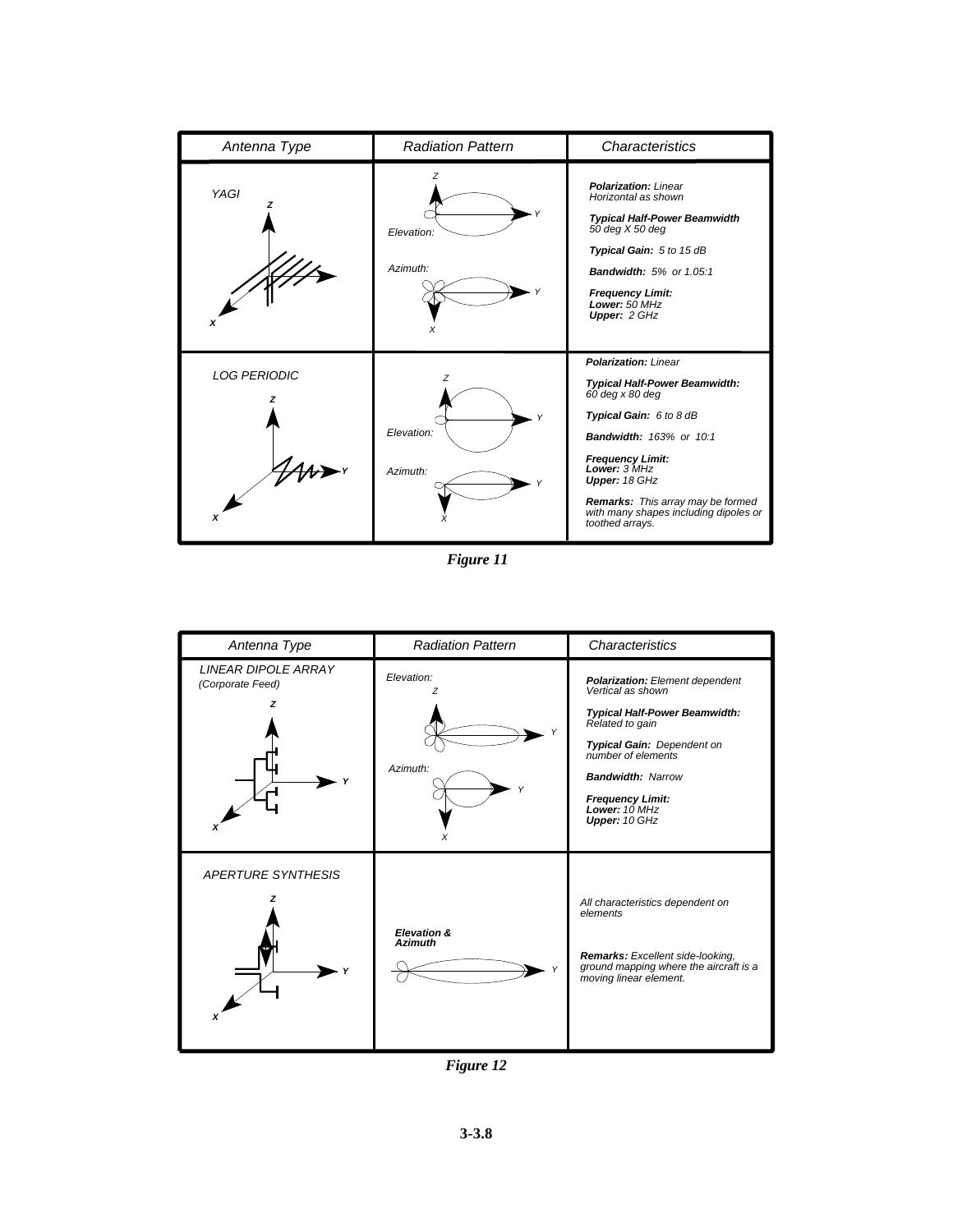| Antenna Type | Radiation Pattern | Characteristics |
|---|---|---|
| YAGI | Elevation: / Azimuth: | **Polarization:** Linear Horizontal as shown<br>**Typical Half-Power Beamwidth** 50 deg X 50 deg<br>**Typical Gain:** 5 to 15 dB<br>**Bandwidth:** 5% or 1.05:1<br>**Frequency Limit:**<br>**Lower:** 50 MHz<br>**Upper:** 2 GHz |
| LOG PERIODIC | Elevation: / Azimuth: | **Polarization:** Linear<br>**Typical Half-Power Beamwidth:** 60 deg x 80 deg<br>**Typical Gain:** 6 to 8 dB<br>**Bandwidth:** 163% or 10:1<br>**Frequency Limit:**<br>**Lower:** 3 MHz<br>**Upper:** 18 GHz<br>**Remarks:** This array may be formed with many shapes including dipoles or toothed arrays. |

*Figure 11*

| Antenna Type | Radiation Pattern | Characteristics |
|---|---|---|
| LINEAR DIPOLE ARRAY (Corporate Feed) | Elevation: / Azimuth: | **Polarization:** Element dependent Vertical as shown<br>**Typical Half-Power Beamwidth:** Related to gain<br>**Typical Gain:** Dependent on number of elements<br>**Bandwidth:** Narrow<br>**Frequency Limit:**<br>**Lower:** 10 MHz<br>**Upper:** 10 GHz |
| APERTURE SYNTHESIS | Elevation & Azimuth | All characteristics dependent on elements<br>**Remarks:** Excellent side-looking, ground mapping where the aircraft is a moving linear element. |

*Figure 12*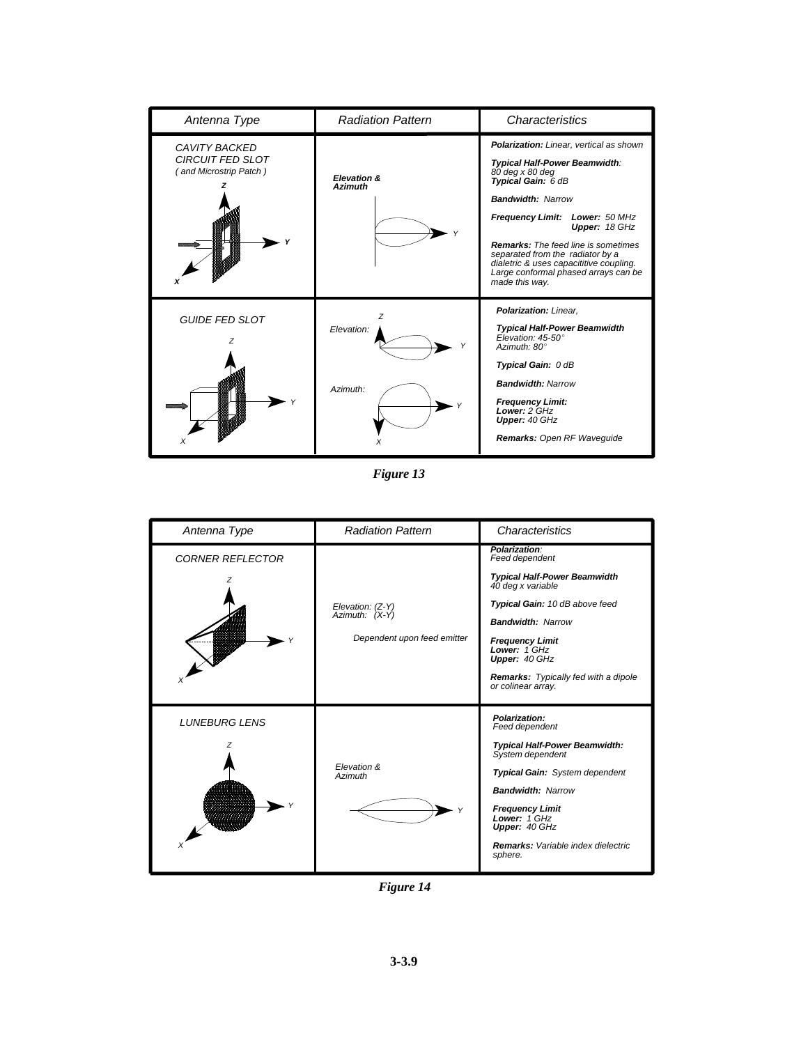| Antenna Type | Radiation Pattern | Characteristics |
|---|---|---|
| CAVITY BACKED CIRCUIT FED SLOT ( and Microstrip Patch ) Z Y X | **Elevation & Azimuth** Y | ***Polarization:*** *Linear, vertical as shown* ***Typical Half-Power Beamwidth:*** *80 deg x 80 deg* ***Typical Gain:*** *6 dB* ***Bandwidth:*** *Narrow* ***Frequency Limit: Lower:*** *50 MHz* ***Upper:*** *18 GHz* ***Remarks:*** *The feed line is sometimes separated from the radiator by a dialetric & uses capacititive coupling. Large conformal phased arrays can be made this way.* |
| GUIDE FED SLOT Z Y X | Elevation: Z Y Azimuth: Y X | ***Polarization:*** *Linear,* ***Typical Half-Power Beamwidth*** *Elevation: 45-50°* *Azimuth: 80°* ***Typical Gain:*** *0 dB* ***Bandwidth:*** *Narrow* ***Frequency Limit:*** ***Lower:*** *2 GHz* ***Upper:*** *40 GHz* ***Remarks:*** *Open RF Waveguide* |

***Figure 13***

| Antenna Type | Radiation Pattern | Characteristics |
|---|---|---|
| CORNER REFLECTOR Z Y X | Elevation: (Z-Y) Azimuth: (X-Y) Dependent upon feed emitter | ***Polarization:*** *Feed dependent* ***Typical Half-Power Beamwidth*** *40 deg x variable* ***Typical Gain:*** *10 dB above feed* ***Bandwidth:*** *Narrow* ***Frequency Limit*** ***Lower:*** *1 GHz* ***Upper:*** *40 GHz* ***Remarks:*** *Typically fed with a dipole or colinear array.* |
| LUNEBURG LENS Z Y X | Elevation & Azimuth Y | ***Polarization:*** *Feed dependent* ***Typical Half-Power Beamwidth:*** *System dependent* ***Typical Gain:*** *System dependent* ***Bandwidth:*** *Narrow* ***Frequency Limit*** ***Lower:*** *1 GHz* ***Upper:*** *40 GHz* ***Remarks:*** *Variable index dielectric sphere.* |

***Figure 14***